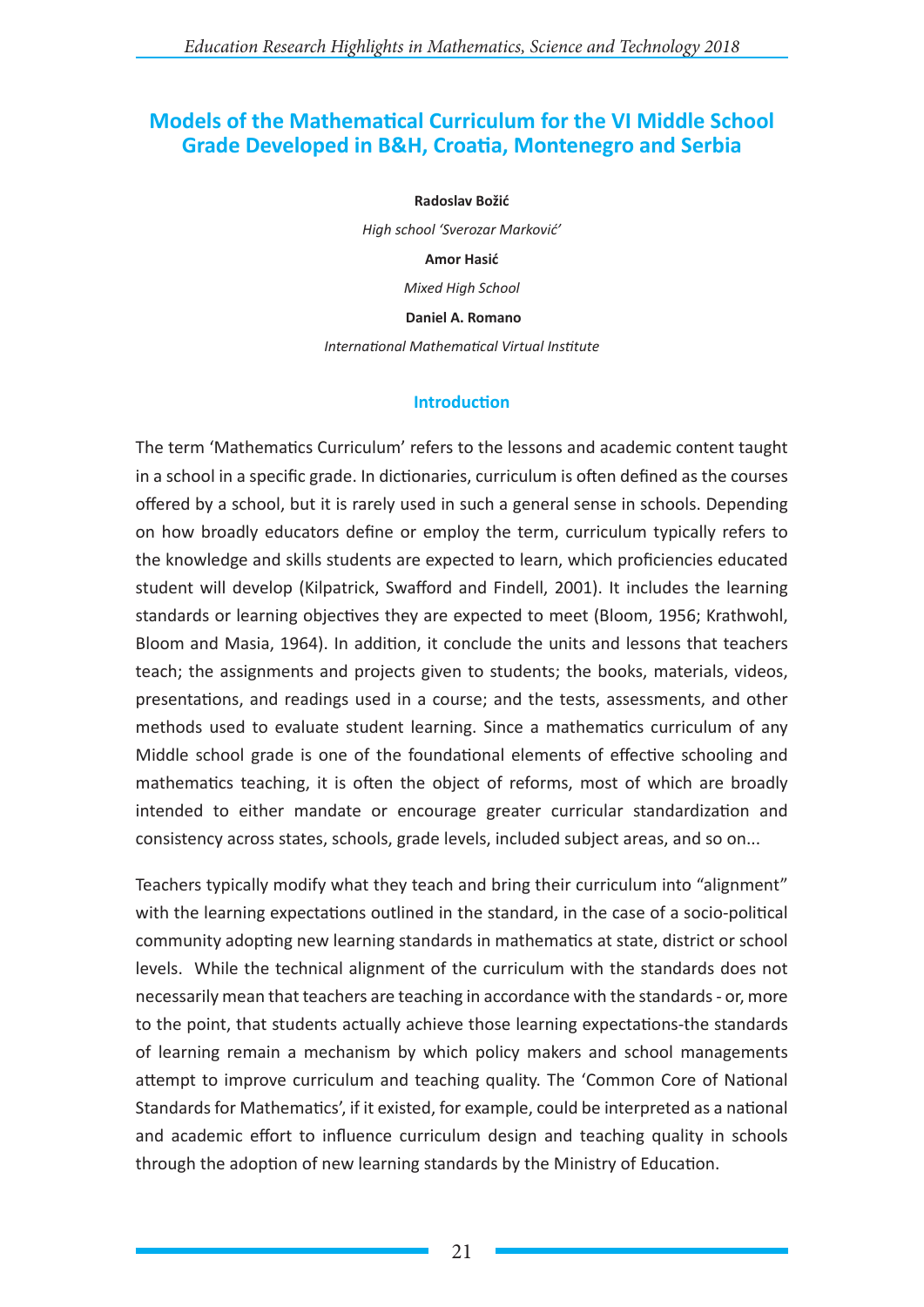# Models of the Mathematical Curriculum for the VI Middle School Grade Developed in B&H, Croatia, Montenegro and Serbia

**Radoslav Božić**

*High school 'Sverozar Marković'*

**Amor Hasić**

*Mixed High School*

**Daniel A. Romano**

*International Mathematical Virtual Institute*

## Introduction

The term 'Mathematics Curriculum' refers to the lessons and academic content taught in a school in a specific grade. In dictionaries, curriculum is often defined as the courses offered by a school, but it is rarely used in such a general sense in schools. Depending on how broadly educators define or employ the term, curriculum typically refers to the knowledge and skills students are expected to learn, which proficiencies educated student will develop (Kilpatrick, Swafford and Findell, 2001). It includes the learning standards or learning objectives they are expected to meet (Bloom, 1956; Krathwohl, Bloom and Masia, 1964). In addition, it conclude the units and lessons that teachers teach; the assignments and projects given to students; the books, materials, videos, presentations, and readings used in a course; and the tests, assessments, and other methods used to evaluate student learning. Since a mathematics curriculum of any Middle school grade is one of the foundational elements of effective schooling and mathematics teaching, it is often the object of reforms, most of which are broadly intended to either mandate or encourage greater curricular standardization and consistency across states, schools, grade levels, included subject areas, and so on...

Teachers typically modify what they teach and bring their curriculum into "alignment" with the learning expectations outlined in the standard, in the case of a socio-political community adopting new learning standards in mathematics at state, district or school levels. While the technical alignment of the curriculum with the standards does not necessarily mean that teachers are teaching in accordance with the standards - or, more to the point, that students actually achieve those learning expectations-the standards of learning remain a mechanism by which policy makers and school managements attempt to improve curriculum and teaching quality. The 'Common Core of National Standards for Mathematics', if it existed, for example, could be interpreted as a national and academic effort to influence curriculum design and teaching quality in schools through the adoption of new learning standards by the Ministry of Education.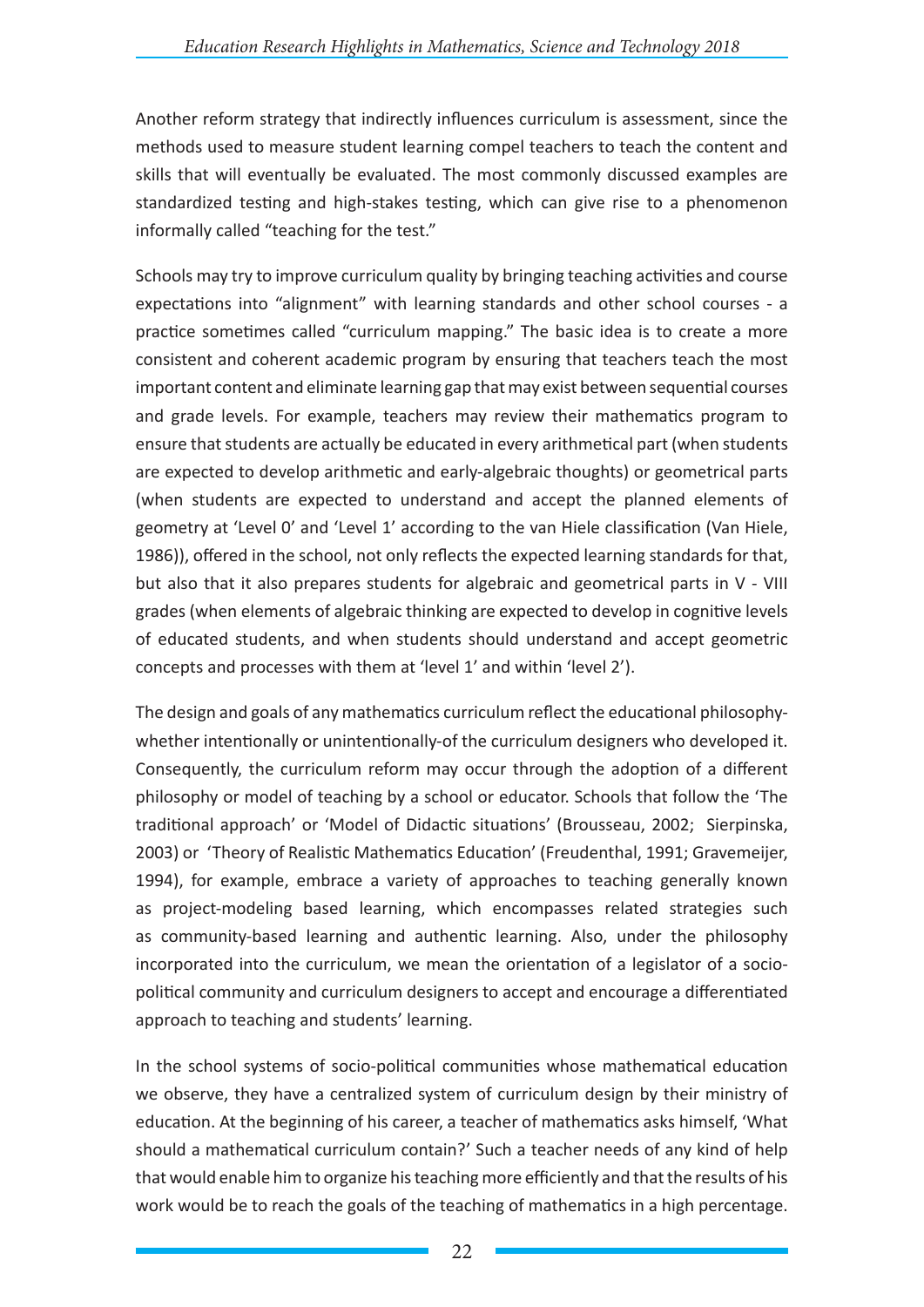Another reform strategy that indirectly influences curriculum is assessment, since the methods used to measure student learning compel teachers to teach the content and skills that will eventually be evaluated. The most commonly discussed examples are standardized testing and high-stakes testing, which can give rise to a phenomenon informally called "teaching for the test."

Schools may try to improve curriculum quality by bringing teaching activities and course expectations into "alignment" with learning standards and other school courses - a practice sometimes called "curriculum mapping." The basic idea is to create a more consistent and coherent academic program by ensuring that teachers teach the most important content and eliminate learning gap that may exist between sequential courses and grade levels. For example, teachers may review their mathematics program to ensure that students are actually be educated in every arithmetical part (when students are expected to develop arithmetic and early-algebraic thoughts) or geometrical parts (when students are expected to understand and accept the planned elements of geometry at 'Level 0' and 'Level 1' according to the van Hiele classification (Van Hiele, 1986)), offered in the school, not only reflects the expected learning standards for that, but also that it also prepares students for algebraic and geometrical parts in V - VIII grades (when elements of algebraic thinking are expected to develop in cognitive levels of educated students, and when students should understand and accept geometric concepts and processes with them at 'level 1' and within 'level 2').

The design and goals of any mathematics curriculum reflect the educational philosophy-whether intentionally or unintentionally-of the curriculum designers who developed it. Consequently, the curriculum reform may occur through the adoption of a different philosophy or model of teaching by a school or educator. Schools that follow the 'The traditional approach' or 'Model of Didactic situations' (Brousseau, 2002; Sierpinska, 2003) or 'Theory of Realistic Mathematics Education' (Freudenthal, 1991; Gravemeijer, 1994), for example, embrace a variety of approaches to teaching generally known as project-modeling based learning, which encompasses related strategies such as community-based learning and authentic learning. Also, under the philosophy incorporated into the curriculum, we mean the orientation of a legislator of a socio-political community and curriculum designers to accept and encourage a differentiated approach to teaching and students' learning.

In the school systems of socio-political communities whose mathematical education we observe, they have a centralized system of curriculum design by their ministry of education. At the beginning of his career, a teacher of mathematics asks himself, 'What should a mathematical curriculum contain?' Such a teacher needs of any kind of help that would enable him to organize his teaching more efficiently and that the results of his work would be to reach the goals of the teaching of mathematics in a high percentage.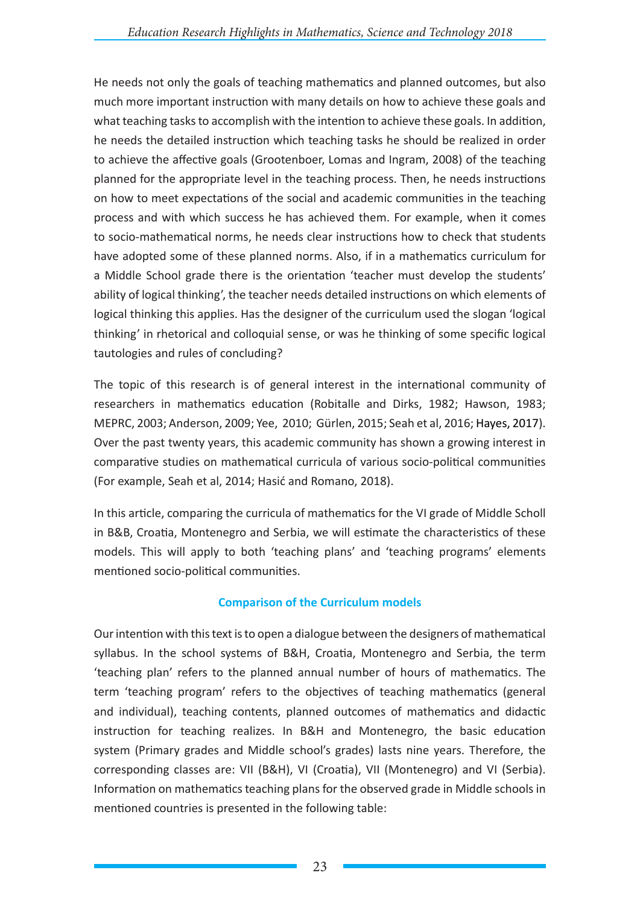He needs not only the goals of teaching mathematics and planned outcomes, but also much more important instruction with many details on how to achieve these goals and what teaching tasks to accomplish with the intention to achieve these goals. In addition, he needs the detailed instruction which teaching tasks he should be realized in order to achieve the affective goals (Grootenboer, Lomas and Ingram, 2008) of the teaching planned for the appropriate level in the teaching process. Then, he needs instructions on how to meet expectations of the social and academic communities in the teaching process and with which success he has achieved them. For example, when it comes to socio-mathematical norms, he needs clear instructions how to check that students have adopted some of these planned norms. Also, if in a mathematics curriculum for a Middle School grade there is the orientation 'teacher must develop the students' ability of logical thinking', the teacher needs detailed instructions on which elements of logical thinking this applies. Has the designer of the curriculum used the slogan 'logical thinking' in rhetorical and colloquial sense, or was he thinking of some specific logical tautologies and rules of concluding?

The topic of this research is of general interest in the international community of researchers in mathematics education (Robitalle and Dirks, 1982; Hawson, 1983; MEPRC, 2003; Anderson, 2009; Yee, 2010; Gürlen, 2015; Seah et al, 2016; Hayes, 2017). Over the past twenty years, this academic community has shown a growing interest in comparative studies on mathematical curricula of various socio-political communities (For example, Seah et al, 2014; Hasić and Romano, 2018).

In this article, comparing the curricula of mathematics for the VI grade of Middle Scholl in B&B, Croatia, Montenegro and Serbia, we will estimate the characteristics of these models. This will apply to both 'teaching plans' and 'teaching programs' elements mentioned socio-political communities.

## Comparison of the Curriculum models

Our intention with this text is to open a dialogue between the designers of mathematical syllabus. In the school systems of B&H, Croatia, Montenegro and Serbia, the term 'teaching plan' refers to the planned annual number of hours of mathematics. The term 'teaching program' refers to the objectives of teaching mathematics (general and individual), teaching contents, planned outcomes of mathematics and didactic instruction for teaching realizes. In B&H and Montenegro, the basic education system (Primary grades and Middle school's grades) lasts nine years. Therefore, the corresponding classes are: VII (B&H), VI (Croatia), VII (Montenegro) and VI (Serbia). Information on mathematics teaching plans for the observed grade in Middle schools in mentioned countries is presented in the following table: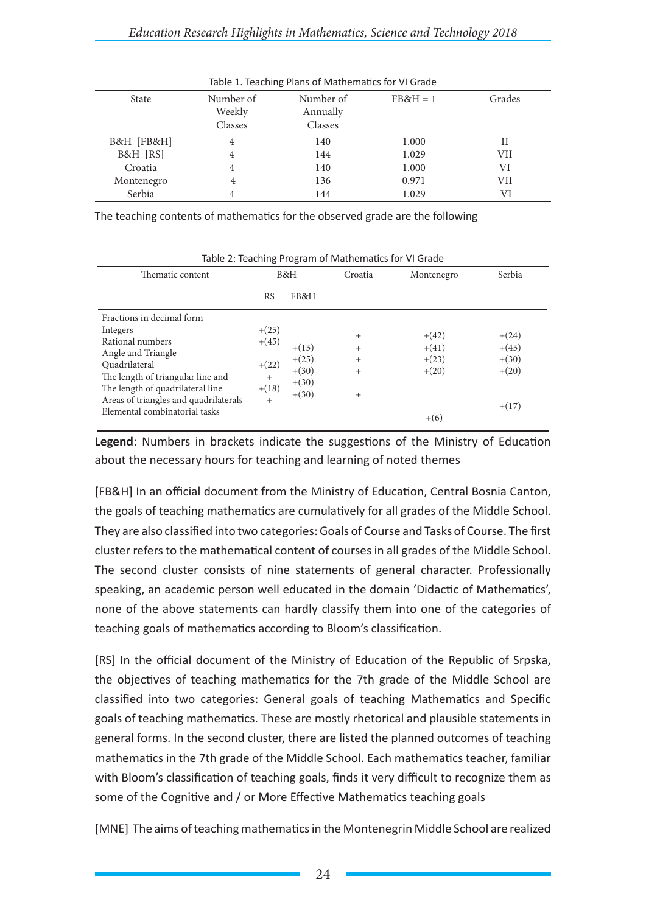Table 1. Teaching Plans of Mathematics for VI Grade

| State | Number of Weekly Classes | Number of Annually Classes | FB&H = 1 | Grades |
|---|---|---|---|---|
| B&H [FB&H] | 4 | 140 | 1.000 | II |
| B&H [RS] | 4 | 144 | 1.029 | VII |
| Croatia | 4 | 140 | 1.000 | VI |
| Montenegro | 4 | 136 | 0.971 | VII |
| Serbia | 4 | 144 | 1.029 | VI |

The teaching contents of mathematics for the observed grade are the following

Table 2: Teaching Program of Mathematics for VI Grade

| Thematic content | B&H | | Croatia | Montenegro | Serbia |
|---|---|---|---|---|---|
| | RS | FB&H | | | |
| Fractions in decimal form | | | | | |
| Integers | +(25) | | + | +(42) | +(24) |
| Rational numbers | +(45) | +(15) | + | +(41) | +(45) |
| Angle and Triangle | | +(25) | + | +(23) | +(30) |
| Quadrilateral | +(22) | +(30) | + | +(20) | +(20) |
| The length of triangular line and | + | +(30) | | | |
| The length of quadrilateral line | +(18) | +(30) | + | | |
| Areas of triangles and quadrilaterals | + | | | | +(17) |
| Elemental combinatorial tasks | | | | +(6) | |

**Legend**: Numbers in brackets indicate the suggestions of the Ministry of Education about the necessary hours for teaching and learning of noted themes

[FB&H] In an official document from the Ministry of Education, Central Bosnia Canton, the goals of teaching mathematics are cumulatively for all grades of the Middle School. They are also classified into two categories: Goals of Course and Tasks of Course. The first cluster refers to the mathematical content of courses in all grades of the Middle School. The second cluster consists of nine statements of general character. Professionally speaking, an academic person well educated in the domain 'Didactic of Mathematics', none of the above statements can hardly classify them into one of the categories of teaching goals of mathematics according to Bloom's classification.

[RS] In the official document of the Ministry of Education of the Republic of Srpska, the objectives of teaching mathematics for the 7th grade of the Middle School are classified into two categories: General goals of teaching Mathematics and Specific goals of teaching mathematics. These are mostly rhetorical and plausible statements in general forms. In the second cluster, there are listed the planned outcomes of teaching mathematics in the 7th grade of the Middle School. Each mathematics teacher, familiar with Bloom's classification of teaching goals, finds it very difficult to recognize them as some of the Cognitive and / or More Effective Mathematics teaching goals

[MNE] The aims of teaching mathematics in the Montenegrin Middle School are realized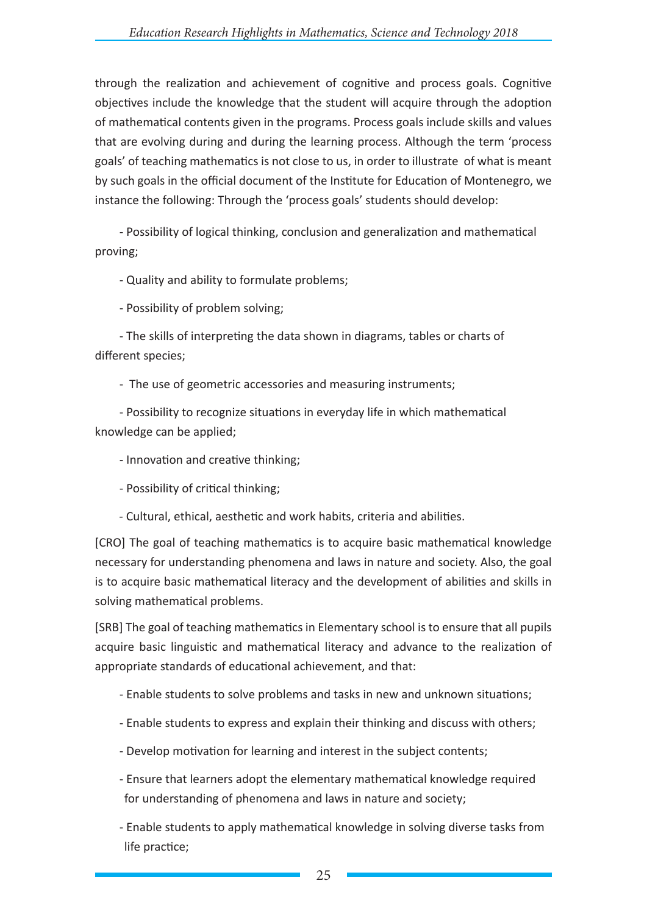through the realization and achievement of cognitive and process goals. Cognitive objectives include the knowledge that the student will acquire through the adoption of mathematical contents given in the programs. Process goals include skills and values that are evolving during and during the learning process. Although the term 'process goals' of teaching mathematics is not close to us, in order to illustrate of what is meant by such goals in the official document of the Institute for Education of Montenegro, we instance the following: Through the 'process goals' students should develop:

- Possibility of logical thinking, conclusion and generalization and mathematical proving;
- Quality and ability to formulate problems;
- Possibility of problem solving;
- The skills of interpreting the data shown in diagrams, tables or charts of different species;
- The use of geometric accessories and measuring instruments;
- Possibility to recognize situations in everyday life in which mathematical knowledge can be applied;
- Innovation and creative thinking;
- Possibility of critical thinking;
- Cultural, ethical, aesthetic and work habits, criteria and abilities.

[CRO] The goal of teaching mathematics is to acquire basic mathematical knowledge necessary for understanding phenomena and laws in nature and society. Also, the goal is to acquire basic mathematical literacy and the development of abilities and skills in solving mathematical problems.

[SRB] The goal of teaching mathematics in Elementary school is to ensure that all pupils acquire basic linguistic and mathematical literacy and advance to the realization of appropriate standards of educational achievement, and that:

- Enable students to solve problems and tasks in new and unknown situations;
- Enable students to express and explain their thinking and discuss with others;
- Develop motivation for learning and interest in the subject contents;
- Ensure that learners adopt the elementary mathematical knowledge required for understanding of phenomena and laws in nature and society;
- Enable students to apply mathematical knowledge in solving diverse tasks from life practice;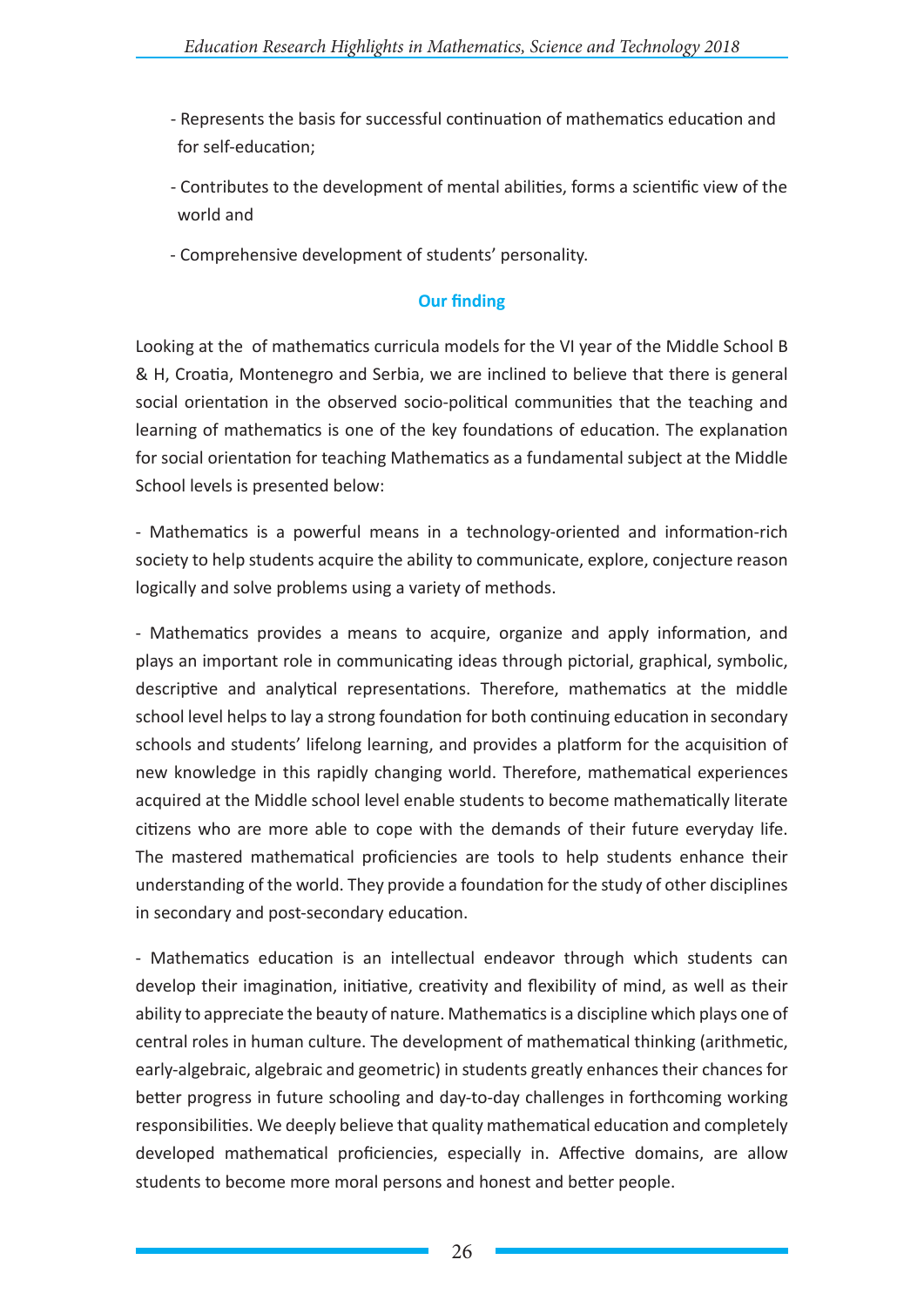- Represents the basis for successful continuation of mathematics education and for self-education;

- Contributes to the development of mental abilities, forms a scientific view of the world and

- Comprehensive development of students' personality.

### Our finding

Looking at the  of mathematics curricula models for the VI year of the Middle School B & H, Croatia, Montenegro and Serbia, we are inclined to believe that there is general social orientation in the observed socio-political communities that the teaching and learning of mathematics is one of the key foundations of education. The explanation for social orientation for teaching Mathematics as a fundamental subject at the Middle School levels is presented below:

- Mathematics is a powerful means in a technology-oriented and information-rich society to help students acquire the ability to communicate, explore, conjecture reason logically and solve problems using a variety of methods.

- Mathematics provides a means to acquire, organize and apply information, and plays an important role in communicating ideas through pictorial, graphical, symbolic, descriptive and analytical representations. Therefore, mathematics at the middle school level helps to lay a strong foundation for both continuing education in secondary schools and students' lifelong learning, and provides a platform for the acquisition of new knowledge in this rapidly changing world. Therefore, mathematical experiences acquired at the Middle school level enable students to become mathematically literate citizens who are more able to cope with the demands of their future everyday life. The mastered mathematical proficiencies are tools to help students enhance their understanding of the world. They provide a foundation for the study of other disciplines in secondary and post-secondary education.

- Mathematics education is an intellectual endeavor through which students can develop their imagination, initiative, creativity and flexibility of mind, as well as their ability to appreciate the beauty of nature. Mathematics is a discipline which plays one of central roles in human culture. The development of mathematical thinking (arithmetic, early-algebraic, algebraic and geometric) in students greatly enhances their chances for better progress in future schooling and day-to-day challenges in forthcoming working responsibilities. We deeply believe that quality mathematical education and completely developed mathematical proficiencies, especially in. Affective domains, are allow students to become more moral persons and honest and better people.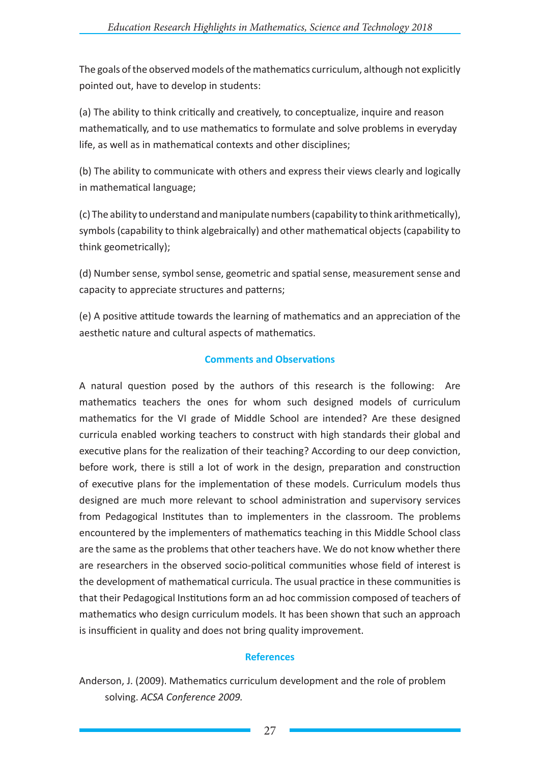The goals of the observed models of the mathematics curriculum, although not explicitly pointed out, have to develop in students:

(a) The ability to think critically and creatively, to conceptualize, inquire and reason mathematically, and to use mathematics to formulate and solve problems in everyday life, as well as in mathematical contexts and other disciplines;

(b) The ability to communicate with others and express their views clearly and logically in mathematical language;

(c) The ability to understand and manipulate numbers (capability to think arithmetically), symbols (capability to think algebraically) and other mathematical objects (capability to think geometrically);

(d) Number sense, symbol sense, geometric and spatial sense, measurement sense and capacity to appreciate structures and patterns;

(e) A positive attitude towards the learning of mathematics and an appreciation of the aesthetic nature and cultural aspects of mathematics.

## Comments and Observations

A natural question posed by the authors of this research is the following: Are mathematics teachers the ones for whom such designed models of curriculum mathematics for the VI grade of Middle School are intended? Are these designed curricula enabled working teachers to construct with high standards their global and executive plans for the realization of their teaching? According to our deep conviction, before work, there is still a lot of work in the design, preparation and construction of executive plans for the implementation of these models. Curriculum models thus designed are much more relevant to school administration and supervisory services from Pedagogical Institutes than to implementers in the classroom. The problems encountered by the implementers of mathematics teaching in this Middle School class are the same as the problems that other teachers have. We do not know whether there are researchers in the observed socio-political communities whose field of interest is the development of mathematical curricula. The usual practice in these communities is that their Pedagogical Institutions form an ad hoc commission composed of teachers of mathematics who design curriculum models. It has been shown that such an approach is insufficient in quality and does not bring quality improvement.

## References

Anderson, J. (2009). Mathematics curriculum development and the role of problem solving. *ACSA Conference 2009.*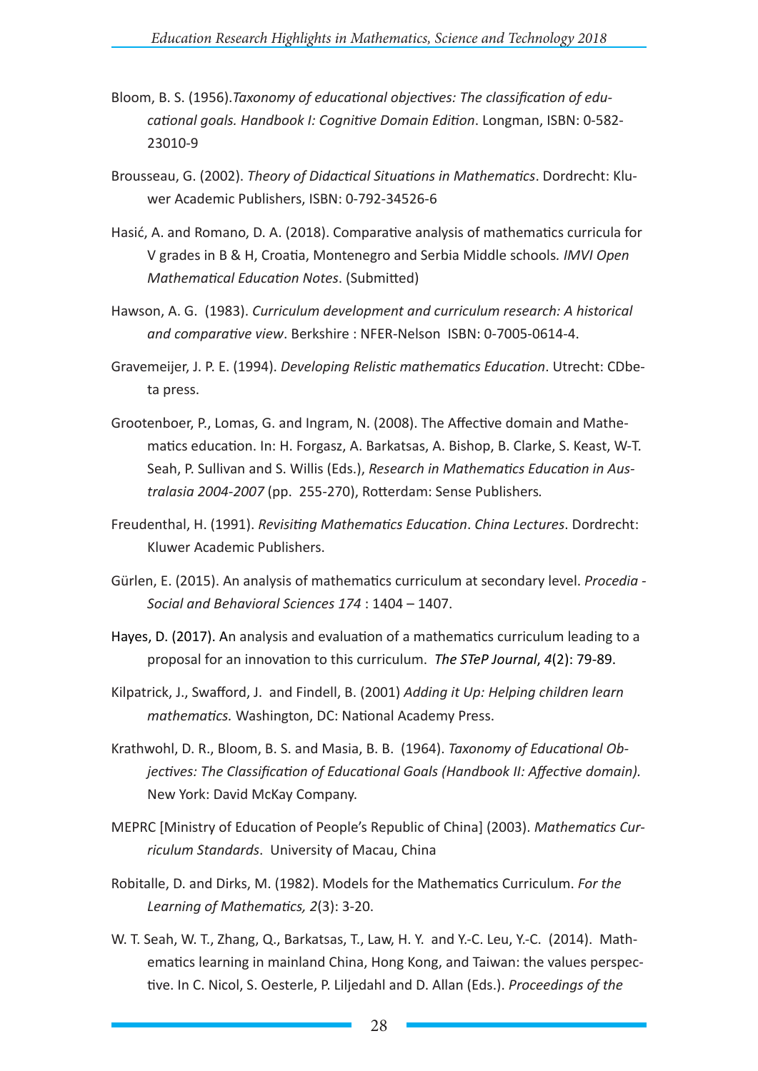Bloom, B. S. (1956).*Taxonomy of educational objectives: The classification of educational goals. Handbook I: Cognitive Domain Edition*. Longman, ISBN: 0-582-23010-9

Brousseau, G. (2002). *Theory of Didactical Situations in Mathematics*. Dordrecht: Kluwer Academic Publishers, ISBN: 0-792-34526-6

Hasić, A. and Romano, D. A. (2018). Comparative analysis of mathematics curricula for V grades in B & H, Croatia, Montenegro and Serbia Middle schools. *IMVI Open Mathematical Education Notes*. (Submitted)

Hawson, A. G. (1983). *Curriculum development and curriculum research: A historical and comparative view*. Berkshire : NFER-Nelson ISBN: 0-7005-0614-4.

Gravemeijer, J. P. E. (1994). *Developing Relistic mathematics Education*. Utrecht: CDbeta press.

Grootenboer, P., Lomas, G. and Ingram, N. (2008). The Affective domain and Mathematics education. In: H. Forgasz, A. Barkatsas, A. Bishop, B. Clarke, S. Keast, W-T. Seah, P. Sullivan and S. Willis (Eds.), *Research in Mathematics Education in Australasia 2004-2007* (pp. 255-270), Rotterdam: Sense Publishers.

Freudenthal, H. (1991). *Revisiting Mathematics Education*. *China Lectures*. Dordrecht: Kluwer Academic Publishers.

Gürlen, E. (2015). An analysis of mathematics curriculum at secondary level. *Procedia - Social and Behavioral Sciences 174* : 1404 – 1407.

Hayes, D. (2017). An analysis and evaluation of a mathematics curriculum leading to a proposal for an innovation to this curriculum. *The STeP Journal*, *4*(2): 79-89.

Kilpatrick, J., Swafford, J. and Findell, B. (2001) *Adding it Up: Helping children learn mathematics.* Washington, DC: National Academy Press.

Krathwohl, D. R., Bloom, B. S. and Masia, B. B. (1964). *Taxonomy of Educational Objectives: The Classification of Educational Goals (Handbook II: Affective domain).* New York: David McKay Company.

MEPRC [Ministry of Education of People's Republic of China] (2003). *Mathematics Curriculum Standards*. University of Macau, China

Robitalle, D. and Dirks, M. (1982). Models for the Mathematics Curriculum. *For the Learning of Mathematics, 2*(3): 3-20.

W. T. Seah, W. T., Zhang, Q., Barkatsas, T., Law, H. Y. and Y.-C. Leu, Y.-C. (2014). Mathematics learning in mainland China, Hong Kong, and Taiwan: the values perspective. In C. Nicol, S. Oesterle, P. Liljedahl and D. Allan (Eds.). *Proceedings of the*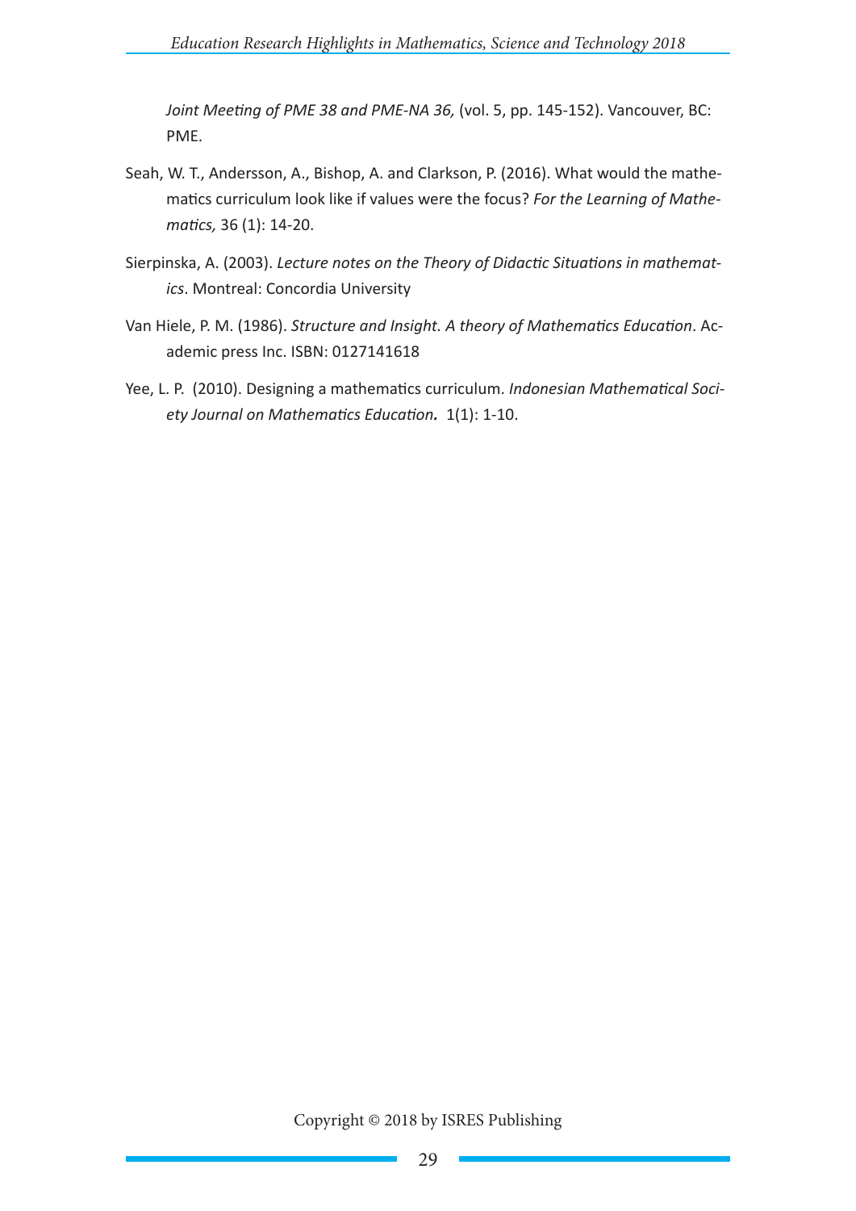*Joint Meeting of PME 38 and PME-NA 36,* (vol. 5, pp. 145-152). Vancouver, BC: PME.

Seah, W. T., Andersson, A., Bishop, A. and Clarkson, P. (2016). What would the mathematics curriculum look like if values were the focus? *For the Learning of Mathematics,* 36 (1): 14-20.

Sierpinska, A. (2003). *Lecture notes on the Theory of Didactic Situations in mathematics*. Montreal: Concordia University

Van Hiele, P. M. (1986). *Structure and Insight. A theory of Mathematics Education*. Academic press Inc. ISBN: 0127141618

Yee, L. P. (2010). Designing a mathematics curriculum. *Indonesian Mathematical Society Journal on Mathematics Education.* 1(1): 1-10.

Copyright © 2018 by ISRES Publishing